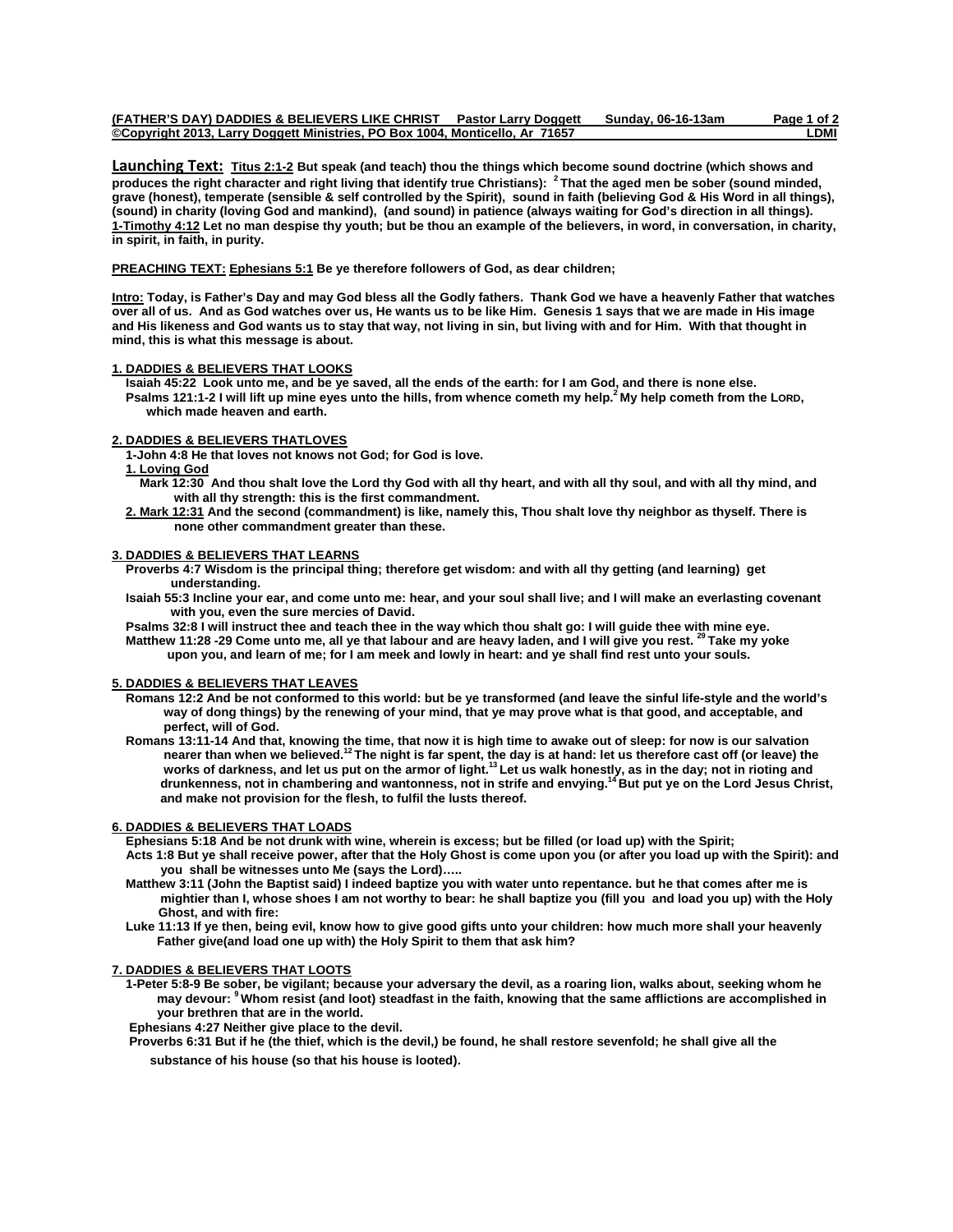**(FATHER'S DAY) DADDIES & BELIEVERS LIKE CHRIST Pastor Larry Doggett Sunday, 06-16-13am**
**©Copyright 2013, Larry Doggett Ministries, PO Box 1004, Monticello, Ar 71657 LDMI**

**Launching Text:** **Titus 2:1-2 But speak (and teach) thou the things which become sound doctrine (which shows and produces the right character and right living that identify true Christians): [2] That the aged men be sober (sound minded, grave (honest), temperate (sensible & self controlled by the Spirit), sound in faith (believing God & His Word in all things), (sound) in charity (loving God and mankind), (and sound) in patience (always waiting for God's direction in all things). 1-Timothy 4:12 Let no man despise thy youth; but be thou an example of the believers, in word, in conversation, in charity, in spirit, in faith, in purity.**

**PREACHING TEXT: Ephesians 5:1 Be ye therefore followers of God, as dear children;**

**Intro: Today, is Father's Day and may God bless all the Godly fathers. Thank God we have a heavenly Father that watches over all of us. And as God watches over us, He wants us to be like Him. Genesis 1 says that we are made in His image and His likeness and God wants us to stay that way, not living in sin, but living with and for Him. With that thought in mind, this is what this message is about.**

**1. DADDIES & BELIEVERS THAT LOOKS**

**Isaiah 45:22 Look unto me, and be ye saved, all the ends of the earth: for I am God, and there is none else.**
**Psalms 121:1-2 I will lift up mine eyes unto the hills, from whence cometh my help.[2] My help cometh from the LORD, which made heaven and earth.**

**2. DADDIES & BELIEVERS THATLOVES**

**1-John 4:8 He that loves not knows not God; for God is love.**

**1. Loving God**
**Mark 12:30 And thou shalt love the Lord thy God with all thy heart, and with all thy soul, and with all thy mind, and with all thy strength: this is the first commandment.**

**2. Mark 12:31 And the second (commandment) is like, namely this, Thou shalt love thy neighbor as thyself. There is none other commandment greater than these.**

**3. DADDIES & BELIEVERS THAT LEARNS**

**Proverbs 4:7 Wisdom is the principal thing; therefore get wisdom: and with all thy getting (and learning) get understanding.**
**Isaiah 55:3 Incline your ear, and come unto me: hear, and your soul shall live; and I will make an everlasting covenant with you, even the sure mercies of David.**
**Psalms 32:8 I will instruct thee and teach thee in the way which thou shalt go: I will guide thee with mine eye.**
**Matthew 11:28 -29 Come unto me, all ye that labour and are heavy laden, and I will give you rest. [29] Take my yoke upon you, and learn of me; for I am meek and lowly in heart: and ye shall find rest unto your souls.**

**5. DADDIES & BELIEVERS THAT LEAVES**

**Romans 12:2 And be not conformed to this world: but be ye transformed (and leave the sinful life-style and the world's way of dong things) by the renewing of your mind, that ye may prove what is that good, and acceptable, and perfect, will of God.**
**Romans 13:11-14 And that, knowing the time, that now it is high time to awake out of sleep: for now is our salvation nearer than when we believed.[12] The night is far spent, the day is at hand: let us therefore cast off (or leave) the works of darkness, and let us put on the armor of light.[13] Let us walk honestly, as in the day; not in rioting and drunkenness, not in chambering and wantonness, not in strife and envying.[14] But put ye on the Lord Jesus Christ, and make not provision for the flesh, to fulfil the lusts thereof.**

**6. DADDIES & BELIEVERS THAT LOADS**

**Ephesians 5:18 And be not drunk with wine, wherein is excess; but be filled (or load up) with the Spirit;**
**Acts 1:8 But ye shall receive power, after that the Holy Ghost is come upon you (or after you load up with the Spirit): and you shall be witnesses unto Me (says the Lord)…..**
**Matthew 3:11 (John the Baptist said) I indeed baptize you with water unto repentance. but he that comes after me is mightier than I, whose shoes I am not worthy to bear: he shall baptize you (fill you and load you up) with the Holy Ghost, and with fire:**
**Luke 11:13 If ye then, being evil, know how to give good gifts unto your children: how much more shall your heavenly Father give(and load one up with) the Holy Spirit to them that ask him?**

**7. DADDIES & BELIEVERS THAT LOOTS**

**1-Peter 5:8-9 Be sober, be vigilant; because your adversary the devil, as a roaring lion, walks about, seeking whom he may devour: [9] Whom resist (and loot) steadfast in the faith, knowing that the same afflictions are accomplished in your brethren that are in the world.**
**Ephesians 4:27 Neither give place to the devil.**
**Proverbs 6:31 But if he (the thief, which is the devil,) be found, he shall restore sevenfold; he shall give all the substance of his house (so that his house is looted).**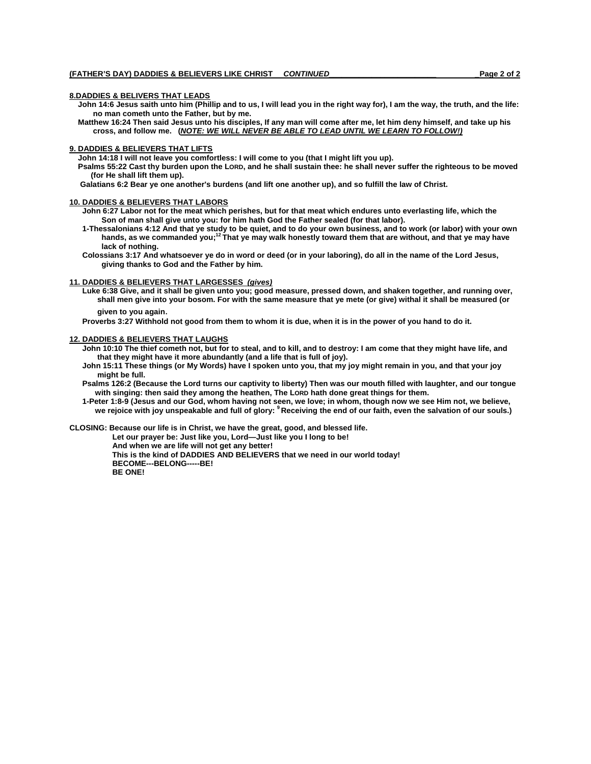**8.DADDIES & BELIVERS THAT LEADS**

**John 14:6 Jesus saith unto him (Phillip and to us, I will lead you in the right way for), I am the way, the truth, and the life: no man cometh unto the Father, but by me.**

**Matthew 16:24 Then said Jesus unto his disciples, If any man will come after me, let him deny himself, and take up his cross, and follow me. (*NOTE: WE WILL NEVER BE ABLE TO LEAD UNTIL WE LEARN TO FOLLOW!)*)**

**9. DADDIES & BELIEVERS THAT LIFTS**

**John 14:18 I will not leave you comfortless: I will come to you (that I might lift you up).**

**Psalms 55:22 Cast thy burden upon the LORD, and he shall sustain thee: he shall never suffer the righteous to be moved (for He shall lift them up).**

**Galatians 6:2 Bear ye one another's burdens (and lift one another up), and so fulfill the law of Christ.**

**10. DADDIES & BELIEVERS THAT LABORS**

**John 6:27 Labor not for the meat which perishes, but for that meat which endures unto everlasting life, which the Son of man shall give unto you: for him hath God the Father sealed (for that labor).**

**1-Thessalonians 4:12 And that ye study to be quiet, and to do your own business, and to work (or labor) with your own hands, as we commanded you;[12] That ye may walk honestly toward them that are without, and that ye may have lack of nothing.**

**Colossians 3:17 And whatsoever ye do in word or deed (or in your laboring), do all in the name of the Lord Jesus, giving thanks to God and the Father by him.**

**11. DADDIES & BELIEVERS THAT LARGESSES *(gives)***

**Luke 6:38 Give, and it shall be given unto you; good measure, pressed down, and shaken together, and running over, shall men give into your bosom. For with the same measure that ye mete (or give) withal it shall be measured (or given to you again.**

**Proverbs 3:27 Withhold not good from them to whom it is due, when it is in the power of you hand to do it.**

**12. DADDIES & BELIEVERS THAT LAUGHS**

**John 10:10 The thief cometh not, but for to steal, and to kill, and to destroy: I am come that they might have life, and that they might have it more abundantly (and a life that is full of joy).**

**John 15:11 These things (or My Words) have I spoken unto you, that my joy might remain in you, and that your joy might be full.**

**Psalms 126:2 (Because the Lord turns our captivity to liberty) Then was our mouth filled with laughter, and our tongue with singing: then said they among the heathen, The LORD hath done great things for them.**

**1-Peter 1:8-9 (Jesus and our God, whom having not seen, we love; in whom, though now we see Him not, we believe, we rejoice with joy unspeakable and full of glory: [9] Receiving the end of our faith, even the salvation of our souls.)**

**CLOSING: Because our life is in Christ, we have the great, good, and blessed life.**

**Let our prayer be: Just like you, Lord—Just like you I long to be!**
**And when we are life will not get any better!**
**This is the kind of DADDIES AND BELIEVERS that we need in our world today!**
**BECOME---BELONG-----BE!**
**BE ONE!**